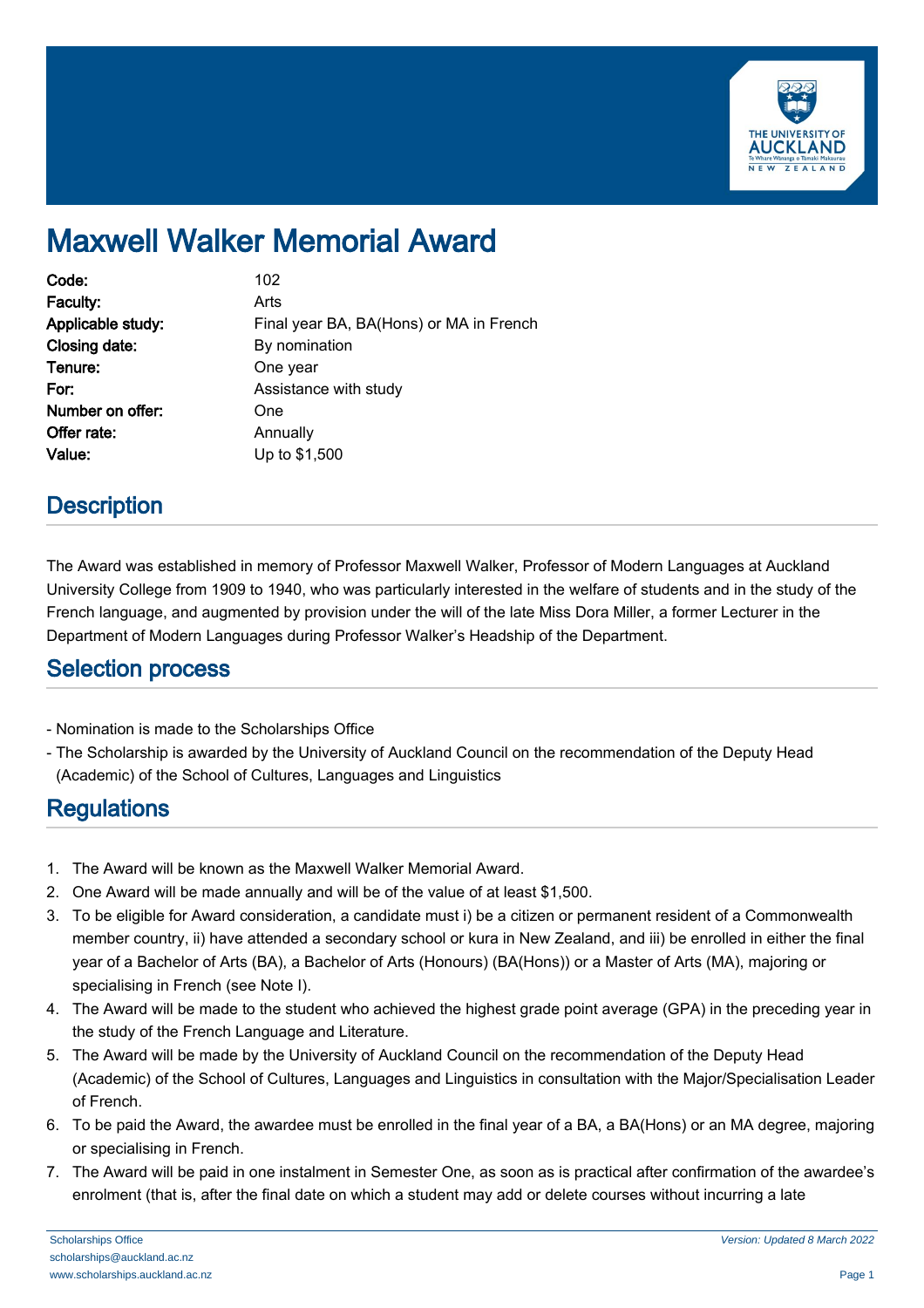# Maxwell Walker Memorial Award

**Code:** 102
**Faculty:** Arts
**Applicable study:** Final year BA, BA(Hons) or MA in French
**Closing date:** By nomination
**Tenure:** One year
**For:** Assistance with study
**Number on offer:** One
**Offer rate:** Annually
**Value:** Up to $1,500

## Description

The Award was established in memory of Professor Maxwell Walker, Professor of Modern Languages at Auckland University College from 1909 to 1940, who was particularly interested in the welfare of students and in the study of the French language, and augmented by provision under the will of the late Miss Dora Miller, a former Lecturer in the Department of Modern Languages during Professor Walker's Headship of the Department.

## Selection process

- Nomination is made to the Scholarships Office
- The Scholarship is awarded by the University of Auckland Council on the recommendation of the Deputy Head (Academic) of the School of Cultures, Languages and Linguistics

## Regulations

1. The Award will be known as the Maxwell Walker Memorial Award.
2. One Award will be made annually and will be of the value of at least $1,500.
3. To be eligible for Award consideration, a candidate must i) be a citizen or permanent resident of a Commonwealth member country, ii) have attended a secondary school or kura in New Zealand, and iii) be enrolled in either the final year of a Bachelor of Arts (BA), a Bachelor of Arts (Honours) (BA(Hons)) or a Master of Arts (MA), majoring or specialising in French (see Note I).
4. The Award will be made to the student who achieved the highest grade point average (GPA) in the preceding year in the study of the French Language and Literature.
5. The Award will be made by the University of Auckland Council on the recommendation of the Deputy Head (Academic) of the School of Cultures, Languages and Linguistics in consultation with the Major/Specialisation Leader of French.
6. To be paid the Award, the awardee must be enrolled in the final year of a BA, a BA(Hons) or an MA degree, majoring or specialising in French.
7. The Award will be paid in one instalment in Semester One, as soon as is practical after confirmation of the awardee's enrolment (that is, after the final date on which a student may add or delete courses without incurring a late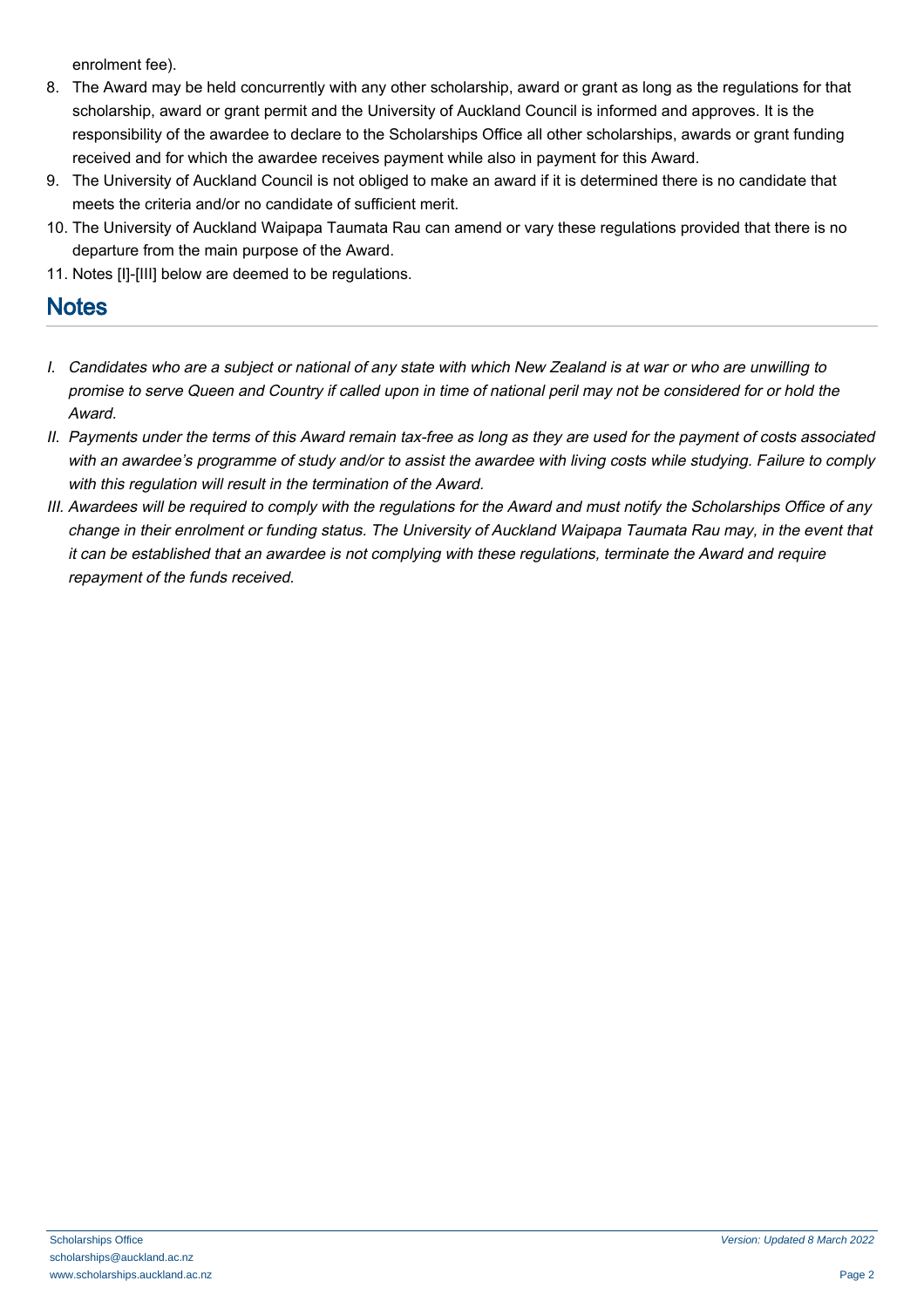enrolment fee).

8. The Award may be held concurrently with any other scholarship, award or grant as long as the regulations for that scholarship, award or grant permit and the University of Auckland Council is informed and approves. It is the responsibility of the awardee to declare to the Scholarships Office all other scholarships, awards or grant funding received and for which the awardee receives payment while also in payment for this Award.
9. The University of Auckland Council is not obliged to make an award if it is determined there is no candidate that meets the criteria and/or no candidate of sufficient merit.
10. The University of Auckland Waipapa Taumata Rau can amend or vary these regulations provided that there is no departure from the main purpose of the Award.
11. Notes [I]-[III] below are deemed to be regulations.

## Notes

*I. Candidates who are a subject or national of any state with which New Zealand is at war or who are unwilling to promise to serve Queen and Country if called upon in time of national peril may not be considered for or hold the Award.*

*II. Payments under the terms of this Award remain tax-free as long as they are used for the payment of costs associated with an awardee's programme of study and/or to assist the awardee with living costs while studying. Failure to comply with this regulation will result in the termination of the Award.*

*III. Awardees will be required to comply with the regulations for the Award and must notify the Scholarships Office of any change in their enrolment or funding status. The University of Auckland Waipapa Taumata Rau may, in the event that it can be established that an awardee is not complying with these regulations, terminate the Award and require repayment of the funds received.*